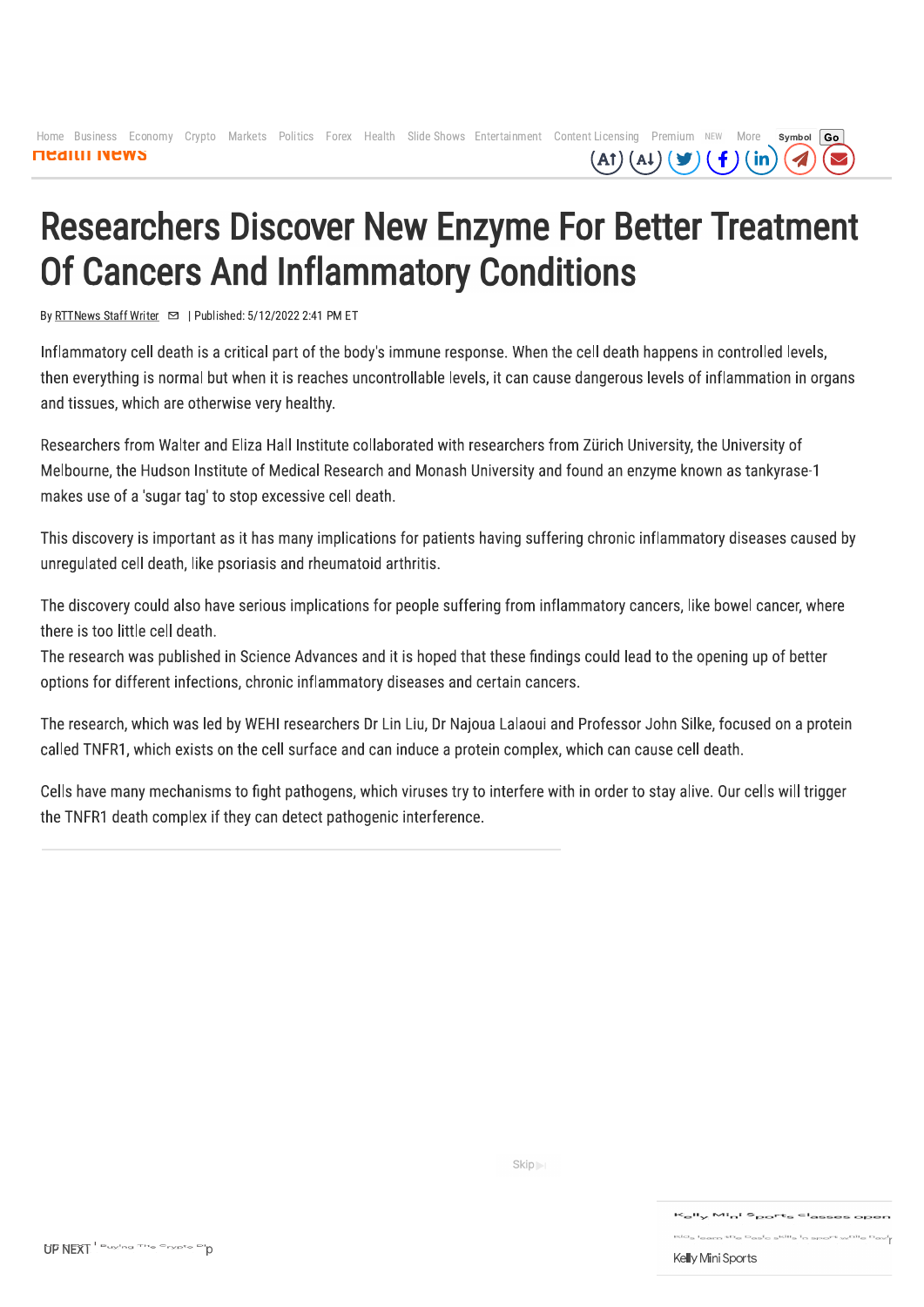# Researchers Discover New Enzyme For Better Treatment Of Cancers And Inflammatory Conditions

By RTTNews Staff Writer | Published: 5/12/2022 2:41 PM ET

Inflammatory cell death is a critical part of the body's immune response. When the cell death happens in controlled levels, then everything is normal but when it is reaches uncontrollable levels, it can cause dangerous levels of inflammation in organs and tissues, which are otherwise very healthy.

Researchers from Walter and Eliza Hall Institute collaborated with researchers from Zürich University, the University of Melbourne, the Hudson Institute of Medical Research and Monash University and found an enzyme known as tankyrase-1 makes use of a 'sugar tag' to stop excessive cell death.

This discovery is important as it has many implications for patients having suffering chronic inflammatory diseases caused by unregulated cell death, like psoriasis and rheumatoid arthritis.

The discovery could also have serious implications for people suffering from inflammatory cancers, like bowel cancer, where there is too little cell death.
The research was published in Science Advances and it is hoped that these findings could lead to the opening up of better options for different infections, chronic inflammatory diseases and certain cancers.

The research, which was led by WEHI researchers Dr Lin Liu, Dr Najoua Lalaoui and Professor John Silke, focused on a protein called TNFR1, which exists on the cell surface and can induce a protein complex, which can cause cell death.

Cells have many mechanisms to fight pathogens, which viruses try to interfere with in order to stay alive. Our cells will trigger the TNFR1 death complex if they can detect pathogenic interference.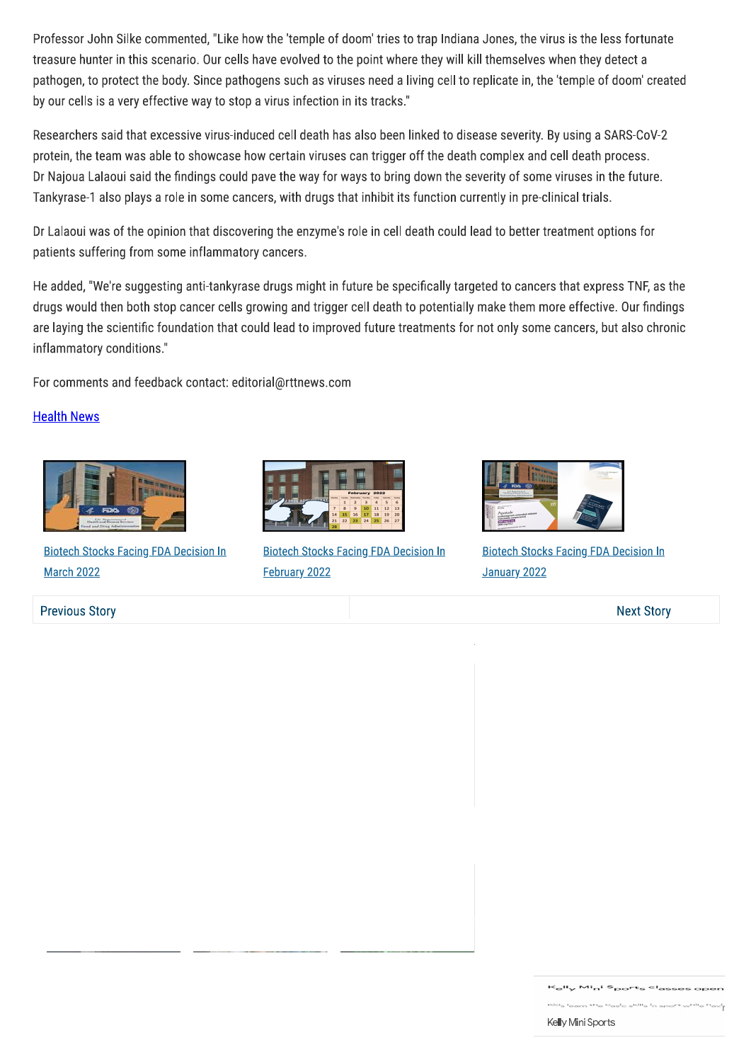Professor John Silke commented, "Like how the 'temple of doom' tries to trap Indiana Jones, the virus is the less fortunate treasure hunter in this scenario. Our cells have evolved to the point where they will kill themselves when they detect a pathogen, to protect the body. Since pathogens such as viruses need a living cell to replicate in, the 'temple of doom' created by our cells is a very effective way to stop a virus infection in its tracks."

Researchers said that excessive virus-induced cell death has also been linked to disease severity. By using a SARS-CoV-2 protein, the team was able to showcase how certain viruses can trigger off the death complex and cell death process. Dr Najoua Lalaoui said the findings could pave the way for ways to bring down the severity of some viruses in the future. Tankyrase-1 also plays a role in some cancers, with drugs that inhibit its function currently in pre-clinical trials.

Dr Lalaoui was of the opinion that discovering the enzyme's role in cell death could lead to better treatment options for patients suffering from some inflammatory cancers.

He added, "We're suggesting anti-tankyrase drugs might in future be specifically targeted to cancers that express TNF, as the drugs would then both stop cancer cells growing and trigger cell death to potentially make them more effective. Our findings are laying the scientific foundation that could lead to improved future treatments for not only some cancers, but also chronic inflammatory conditions."

For comments and feedback contact: editorial@rttnews.com

Health News

Biotech Stocks Facing FDA Decision In March 2022

Biotech Stocks Facing FDA Decision In February 2022

Biotech Stocks Facing FDA Decision In January 2022

Previous Story

Next Story

Kelly Mini Sports classes open

Kelly Mini Sports